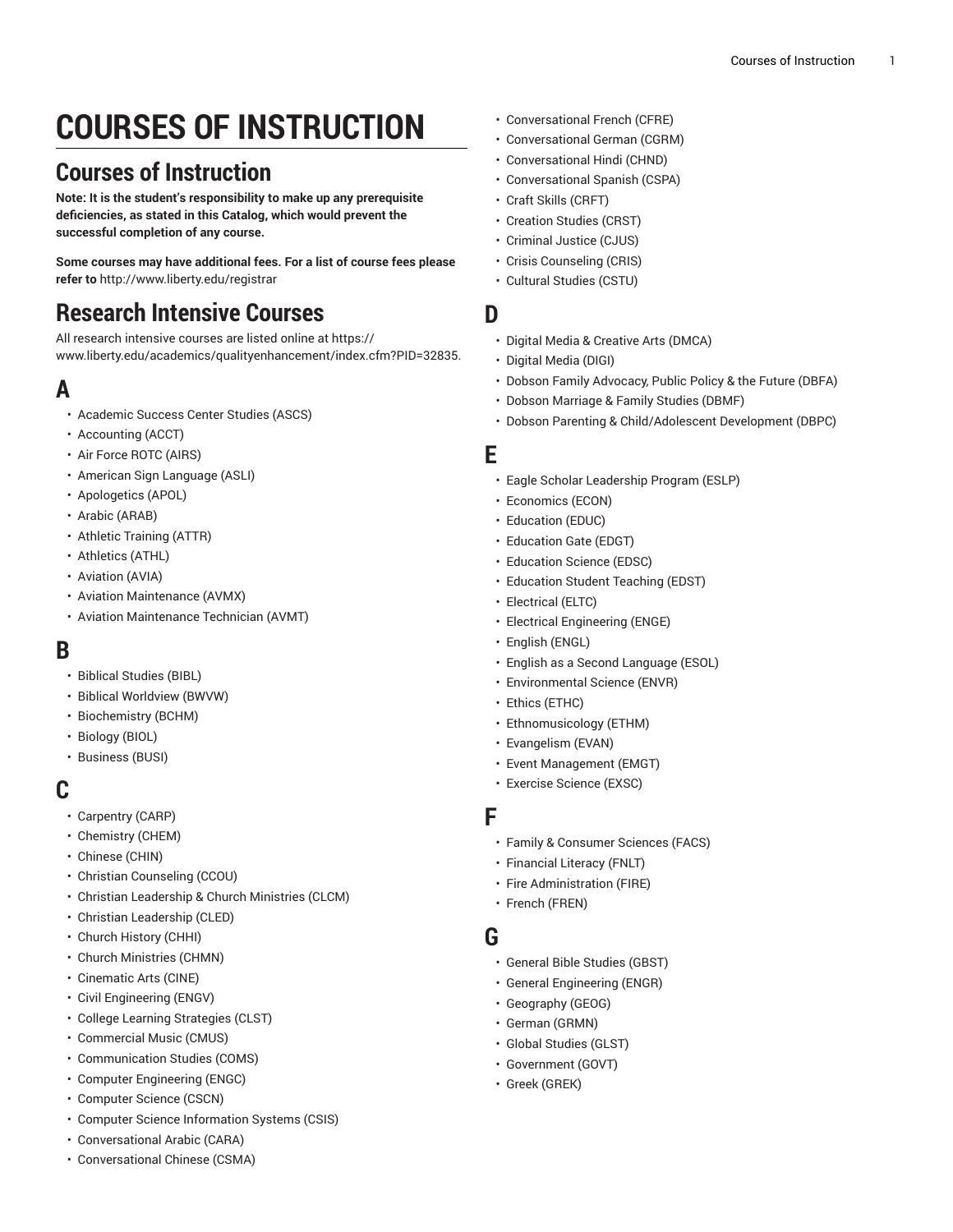# COURSES OF INSTRUCTION

## Courses of Instruction

**Note: It is the student's responsibility to make up any prerequisite deficiencies, as stated in this Catalog, which would prevent the successful completion of any course.**

**Some courses may have additional fees. For a list of course fees please refer to** http://www.liberty.edu/registrar

## Research Intensive Courses

All research intensive courses are listed online at https://www.liberty.edu/academics/qualityenhancement/index.cfm?PID=32835.

### A

- Academic Success Center Studies (ASCS)
- Accounting (ACCT)
- Air Force ROTC (AIRS)
- American Sign Language (ASLI)
- Apologetics (APOL)
- Arabic (ARAB)
- Athletic Training (ATTR)
- Athletics (ATHL)
- Aviation (AVIA)
- Aviation Maintenance (AVMX)
- Aviation Maintenance Technician (AVMT)

### B

- Biblical Studies (BIBL)
- Biblical Worldview (BWVW)
- Biochemistry (BCHM)
- Biology (BIOL)
- Business (BUSI)

### C

- Carpentry (CARP)
- Chemistry (CHEM)
- Chinese (CHIN)
- Christian Counseling (CCOU)
- Christian Leadership & Church Ministries (CLCM)
- Christian Leadership (CLED)
- Church History (CHHI)
- Church Ministries (CHMN)
- Cinematic Arts (CINE)
- Civil Engineering (ENGV)
- College Learning Strategies (CLST)
- Commercial Music (CMUS)
- Communication Studies (COMS)
- Computer Engineering (ENGC)
- Computer Science (CSCN)
- Computer Science Information Systems (CSIS)
- Conversational Arabic (CARA)
- Conversational Chinese (CSMA)
- Conversational French (CFRE)
- Conversational German (CGRM)
- Conversational Hindi (CHND)
- Conversational Spanish (CSPA)
- Craft Skills (CRFT)
- Creation Studies (CRST)
- Criminal Justice (CJUS)
- Crisis Counseling (CRIS)
- Cultural Studies (CSTU)

### D

- Digital Media & Creative Arts (DMCA)
- Digital Media (DIGI)
- Dobson Family Advocacy, Public Policy & the Future (DBFA)
- Dobson Marriage & Family Studies (DBMF)
- Dobson Parenting & Child/Adolescent Development (DBPC)

### E

- Eagle Scholar Leadership Program (ESLP)
- Economics (ECON)
- Education (EDUC)
- Education Gate (EDGT)
- Education Science (EDSC)
- Education Student Teaching (EDST)
- Electrical (ELTC)
- Electrical Engineering (ENGE)
- English (ENGL)
- English as a Second Language (ESOL)
- Environmental Science (ENVR)
- Ethics (ETHC)
- Ethnomusicology (ETHM)
- Evangelism (EVAN)
- Event Management (EMGT)
- Exercise Science (EXSC)

### F

- Family & Consumer Sciences (FACS)
- Financial Literacy (FNLT)
- Fire Administration (FIRE)
- French (FREN)

### G

- General Bible Studies (GBST)
- General Engineering (ENGR)
- Geography (GEOG)
- German (GRMN)
- Global Studies (GLST)
- Government (GOVT)
- Greek (GREK)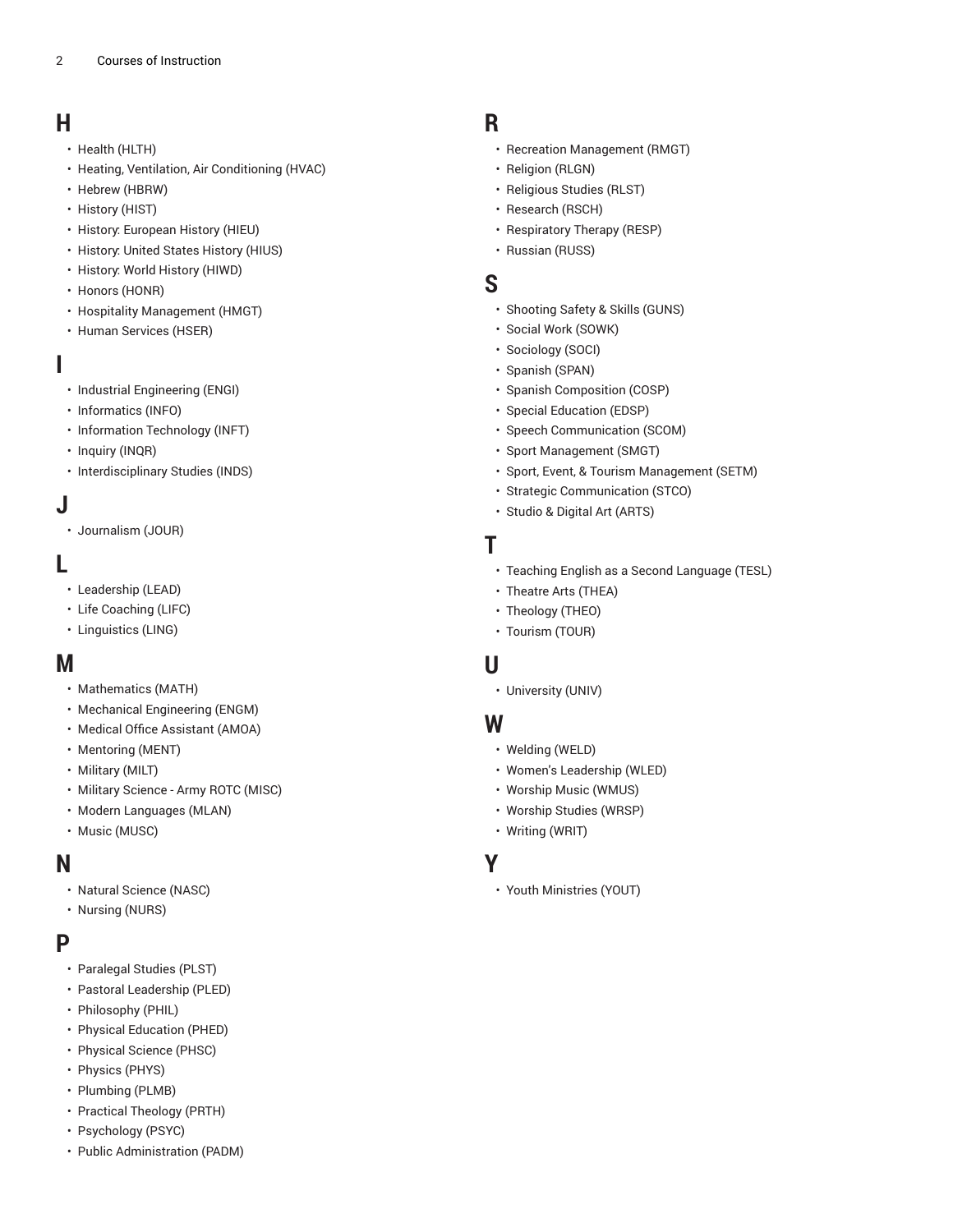## H

- Health (HLTH)
- Heating, Ventilation, Air Conditioning (HVAC)
- Hebrew (HBRW)
- History (HIST)
- History: European History (HIEU)
- History: United States History (HIUS)
- History: World History (HIWD)
- Honors (HONR)
- Hospitality Management (HMGT)
- Human Services (HSER)

## I

- Industrial Engineering (ENGI)
- Informatics (INFO)
- Information Technology (INFT)
- Inquiry (INQR)
- Interdisciplinary Studies (INDS)

## J

- Journalism (JOUR)

## L

- Leadership (LEAD)
- Life Coaching (LIFC)
- Linguistics (LING)

## M

- Mathematics (MATH)
- Mechanical Engineering (ENGM)
- Medical Office Assistant (AMOA)
- Mentoring (MENT)
- Military (MILT)
- Military Science - Army ROTC (MISC)
- Modern Languages (MLAN)
- Music (MUSC)

## N

- Natural Science (NASC)
- Nursing (NURS)

## P

- Paralegal Studies (PLST)
- Pastoral Leadership (PLED)
- Philosophy (PHIL)
- Physical Education (PHED)
- Physical Science (PHSC)
- Physics (PHYS)
- Plumbing (PLMB)
- Practical Theology (PRTH)
- Psychology (PSYC)
- Public Administration (PADM)

## R

- Recreation Management (RMGT)
- Religion (RLGN)
- Religious Studies (RLST)
- Research (RSCH)
- Respiratory Therapy (RESP)
- Russian (RUSS)

## S

- Shooting Safety & Skills (GUNS)
- Social Work (SOWK)
- Sociology (SOCI)
- Spanish (SPAN)
- Spanish Composition (COSP)
- Special Education (EDSP)
- Speech Communication (SCOM)
- Sport Management (SMGT)
- Sport, Event, & Tourism Management (SETM)
- Strategic Communication (STCO)
- Studio & Digital Art (ARTS)

## T

- Teaching English as a Second Language (TESL)
- Theatre Arts (THEA)
- Theology (THEO)
- Tourism (TOUR)

## U

- University (UNIV)

## W

- Welding (WELD)
- Women's Leadership (WLED)
- Worship Music (WMUS)
- Worship Studies (WRSP)
- Writing (WRIT)

## Y

- Youth Ministries (YOUT)